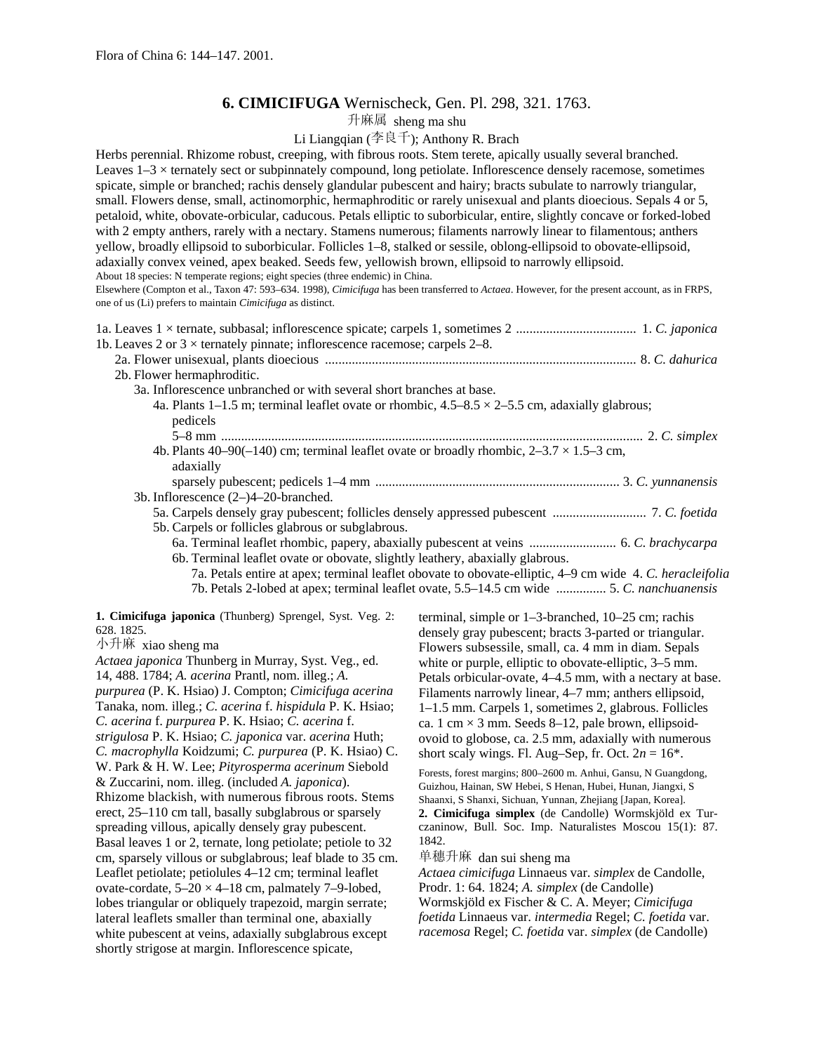Flora of China 6: 144–147. 2001.

# 6. CIMICIFUGA Wernischeck, Gen. Pl. 298, 321. 1763.

升麻属 sheng ma shu

Li Liangqian (李良千); Anthony R. Brach

Herbs perennial. Rhizome robust, creeping, with fibrous roots. Stem terete, apically usually several branched. Leaves 1–3 × ternately sect or subpinnately compound, long petiolate. Inflorescence densely racemose, sometimes spicate, simple or branched; rachis densely glandular pubescent and hairy; bracts subulate to narrowly triangular, small. Flowers dense, small, actinomorphic, hermaphroditic or rarely unisexual and plants dioecious. Sepals 4 or 5, petaloid, white, obovate-orbicular, caducous. Petals elliptic to suborbicular, entire, slightly concave or forked-lobed with 2 empty anthers, rarely with a nectary. Stamens numerous; filaments narrowly linear to filamentous; anthers yellow, broadly ellipsoid to suborbicular. Follicles 1–8, stalked or sessile, oblong-ellipsoid to obovate-ellipsoid, adaxially convex veined, apex beaked. Seeds few, yellowish brown, ellipsoid to narrowly ellipsoid.

About 18 species: N temperate regions; eight species (three endemic) in China.

Elsewhere (Compton et al., Taxon 47: 593–634. 1998), *Cimicifuga* has been transferred to *Actaea*. However, for the present account, as in FRPS, one of us (Li) prefers to maintain *Cimicifuga* as distinct.

1a. Leaves 1 × ternate, subbasal; inflorescence spicate; carpels 1, sometimes 2 .................................... 1. *C. japonica*
1b. Leaves 2 or 3 × ternately pinnate; inflorescence racemose; carpels 2–8.
  2a. Flower unisexual, plants dioecious ............................................................................................ 8. *C. dahurica*
  2b. Flower hermaphroditic.
    3a. Inflorescence unbranched or with several short branches at base.
      4a. Plants 1–1.5 m; terminal leaflet ovate or rhombic, 4.5–8.5 × 2–5.5 cm, adaxially glabrous; pedicels 5–8 mm ............................................................................................................................. 2. *C. simplex*
      4b. Plants 40–90(–140) cm; terminal leaflet ovate or broadly rhombic, 2–3.7 × 1.5–3 cm, adaxially sparsely pubescent; pedicels 1–4 mm ........................................................................ 3. *C. yunnanensis*
    3b. Inflorescence (2–)4–20-branched.
      5a. Carpels densely gray pubescent; follicles densely appressed pubescent ............................ 7. *C. foetida*
      5b. Carpels or follicles glabrous or subglabrous.
        6a. Terminal leaflet rhombic, papery, abaxially pubescent at veins .......................... 6. *C. brachycarpa*
        6b. Terminal leaflet ovate or obovate, slightly leathery, abaxially glabrous.
          7a. Petals entire at apex; terminal leaflet obovate to obovate-elliptic, 4–9 cm wide 4. *C. heracleifolia*
          7b. Petals 2-lobed at apex; terminal leaflet ovate, 5.5–14.5 cm wide ............... 5. *C. nanchuanensis*

**1. Cimicifuga japonica** (Thunberg) Sprengel, Syst. Veg. 2: 628. 1825.

小升麻 xiao sheng ma

*Actaea japonica* Thunberg in Murray, Syst. Veg., ed. 14, 488. 1784; *A. acerina* Prantl, nom. illeg.; *A. purpurea* (P. K. Hsiao) J. Compton; *Cimicifuga acerina* Tanaka, nom. illeg.; *C. acerina* f. *hispidula* P. K. Hsiao; *C. acerina* f. *purpurea* P. K. Hsiao; *C. acerina* f. *strigulosa* P. K. Hsiao; *C. japonica* var. *acerina* Huth; *C. macrophylla* Koidzumi; *C. purpurea* (P. K. Hsiao) C. W. Park & H. W. Lee; *Pityrosperma acerinum* Siebold & Zuccarini, nom. illeg. (included *A. japonica*).

Rhizome blackish, with numerous fibrous roots. Stems erect, 25–110 cm tall, basally subglabrous or sparsely spreading villous, apically densely gray pubescent. Basal leaves 1 or 2, ternate, long petiolate; petiole to 32 cm, sparsely villous or subglabrous; leaf blade to 35 cm. Leaflet petiolate; petiolules 4–12 cm; terminal leaflet ovate-cordate, 5–20 × 4–18 cm, palmately 7–9-lobed, lobes triangular or obliquely trapezoid, margin serrate; lateral leaflets smaller than terminal one, abaxially white pubescent at veins, adaxially subglabrous except shortly strigose at margin. Inflorescence spicate, terminal, simple or 1–3-branched, 10–25 cm; rachis densely gray pubescent; bracts 3-parted or triangular. Flowers subsessile, small, ca. 4 mm in diam. Sepals white or purple, elliptic to obovate-elliptic, 3–5 mm. Petals orbicular-ovate, 4–4.5 mm, with a nectary at base. Filaments narrowly linear, 4–7 mm; anthers ellipsoid, 1–1.5 mm. Carpels 1, sometimes 2, glabrous. Follicles ca. 1 cm × 3 mm. Seeds 8–12, pale brown, ellipsoid-ovoid to globose, ca. 2.5 mm, adaxially with numerous short scaly wings. Fl. Aug–Sep, fr. Oct. $2n = 16$*.

Forests, forest margins; 800–2600 m. Anhui, Gansu, N Guangdong, Guizhou, Hainan, SW Hebei, S Henan, Hubei, Hunan, Jiangxi, S Shaanxi, S Shanxi, Sichuan, Yunnan, Zhejiang [Japan, Korea].

**2. Cimicifuga simplex** (de Candolle) Wormskjöld ex Turczaninow, Bull. Soc. Imp. Naturalistes Moscou 15(1): 87. 1842.

单穗升麻 dan sui sheng ma

*Actaea cimicifuga* Linnaeus var. *simplex* de Candolle, Prodr. 1: 64. 1824; *A. simplex* (de Candolle) Wormskjöld ex Fischer & C. A. Meyer; *Cimicifuga foetida* Linnaeus var. *intermedia* Regel; *C. foetida* var. *racemosa* Regel; *C. foetida* var. *simplex* (de Candolle)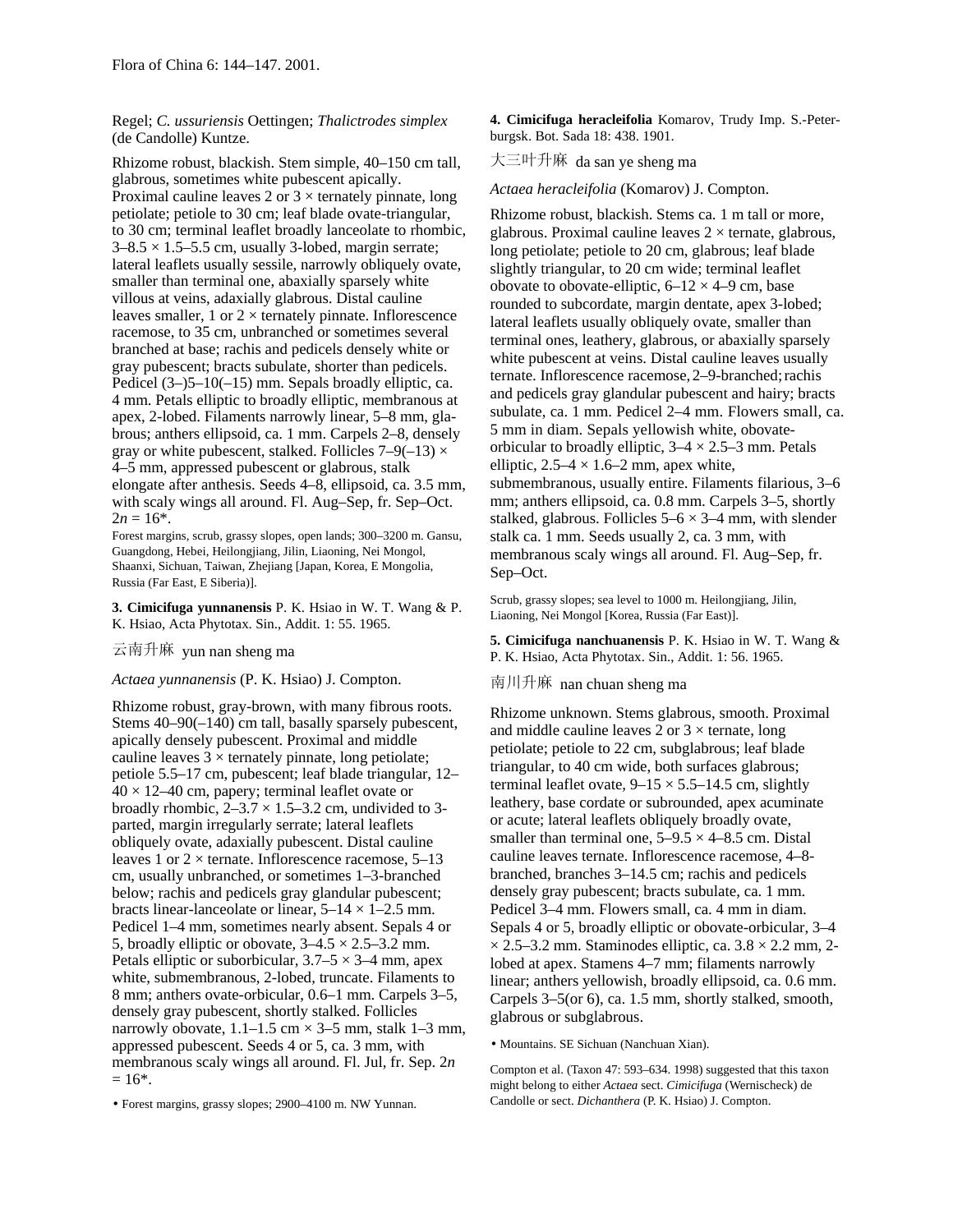Regel; *C. ussuriensis* Oettingen; *Thalictrodes simplex* (de Candolle) Kuntze.

Rhizome robust, blackish. Stem simple, 40–150 cm tall, glabrous, sometimes white pubescent apically. Proximal cauline leaves 2 or 3 × ternately pinnate, long petiolate; petiole to 30 cm; leaf blade ovate-triangular, to 30 cm; terminal leaflet broadly lanceolate to rhombic, 3–8.5 × 1.5–5.5 cm, usually 3-lobed, margin serrate; lateral leaflets usually sessile, narrowly obliquely ovate, smaller than terminal one, abaxially sparsely white villous at veins, adaxially glabrous. Distal cauline leaves smaller, 1 or 2 × ternately pinnate. Inflorescence racemose, to 35 cm, unbranched or sometimes several branched at base; rachis and pedicels densely white or gray pubescent; bracts subulate, shorter than pedicels. Pedicel (3–)5–10(–15) mm. Sepals broadly elliptic, ca. 4 mm. Petals elliptic to broadly elliptic, membranous at apex, 2-lobed. Filaments narrowly linear, 5–8 mm, glabrous; anthers ellipsoid, ca. 1 mm. Carpels 2–8, densely gray or white pubescent, stalked. Follicles 7–9(–13) × 4–5 mm, appressed pubescent or glabrous, stalk elongate after anthesis. Seeds 4–8, ellipsoid, ca. 3.5 mm, with scaly wings all around. Fl. Aug–Sep, fr. Sep–Oct. $2n = 16$*.

Forest margins, scrub, grassy slopes, open lands; 300–3200 m. Gansu, Guangdong, Hebei, Heilongjiang, Jilin, Liaoning, Nei Mongol, Shaanxi, Sichuan, Taiwan, Zhejiang [Japan, Korea, E Mongolia, Russia (Far East, E Siberia)].

**3. Cimicifuga yunnanensis** P. K. Hsiao in W. T. Wang & P. K. Hsiao, Acta Phytotax. Sin., Addit. 1: 55. 1965.

云南升麻 yun nan sheng ma

*Actaea yunnanensis* (P. K. Hsiao) J. Compton.

Rhizome robust, gray-brown, with many fibrous roots. Stems 40–90(–140) cm tall, basally sparsely pubescent, apically densely pubescent. Proximal and middle cauline leaves 3 × ternately pinnate, long petiolate; petiole 5.5–17 cm, pubescent; leaf blade triangular, 12–40 × 12–40 cm, papery; terminal leaflet ovate or broadly rhombic, 2–3.7 × 1.5–3.2 cm, undivided to 3-parted, margin irregularly serrate; lateral leaflets obliquely ovate, adaxially pubescent. Distal cauline leaves 1 or 2 × ternate. Inflorescence racemose, 5–13 cm, usually unbranched, or sometimes 1–3-branched below; rachis and pedicels gray glandular pubescent; bracts linear-lanceolate or linear, 5–14 × 1–2.5 mm. Pedicel 1–4 mm, sometimes nearly absent. Sepals 4 or 5, broadly elliptic or obovate, 3–4.5 × 2.5–3.2 mm. Petals elliptic or suborbicular, 3.7–5 × 3–4 mm, apex white, submembranous, 2-lobed, truncate. Filaments to 8 mm; anthers ovate-orbicular, 0.6–1 mm. Carpels 3–5, densely gray pubescent, shortly stalked. Follicles narrowly obovate, 1.1–1.5 cm × 3–5 mm, stalk 1–3 mm, appressed pubescent. Seeds 4 or 5, ca. 3 mm, with membranous scaly wings all around. Fl. Jul, fr. Sep. $2n = 16$*.

• Forest margins, grassy slopes; 2900–4100 m. NW Yunnan.

**4. Cimicifuga heracleifolia** Komarov, Trudy Imp. S.-Peterburgsk. Bot. Sada 18: 438. 1901.

大三叶升麻 da san ye sheng ma

*Actaea heracleifolia* (Komarov) J. Compton.

Rhizome robust, blackish. Stems ca. 1 m tall or more, glabrous. Proximal cauline leaves 2 × ternate, glabrous, long petiolate; petiole to 20 cm, glabrous; leaf blade slightly triangular, to 20 cm wide; terminal leaflet obovate to obovate-elliptic, 6–12 × 4–9 cm, base rounded to subcordate, margin dentate, apex 3-lobed; lateral leaflets usually obliquely ovate, smaller than terminal ones, leathery, glabrous, or abaxially sparsely white pubescent at veins. Distal cauline leaves usually ternate. Inflorescence racemose, 2–9-branched; rachis and pedicels gray glandular pubescent and hairy; bracts subulate, ca. 1 mm. Pedicel 2–4 mm. Flowers small, ca. 5 mm in diam. Sepals yellowish white, obovate-orbicular to broadly elliptic, 3–4 × 2.5–3 mm. Petals elliptic, 2.5–4 × 1.6–2 mm, apex white, submembranous, usually entire. Filaments filarious, 3–6 mm; anthers ellipsoid, ca. 0.8 mm. Carpels 3–5, shortly stalked, glabrous. Follicles 5–6 × 3–4 mm, with slender stalk ca. 1 mm. Seeds usually 2, ca. 3 mm, with membranous scaly wings all around. Fl. Aug–Sep, fr. Sep–Oct.

Scrub, grassy slopes; sea level to 1000 m. Heilongjiang, Jilin, Liaoning, Nei Mongol [Korea, Russia (Far East)].

**5. Cimicifuga nanchuanensis** P. K. Hsiao in W. T. Wang & P. K. Hsiao, Acta Phytotax. Sin., Addit. 1: 56. 1965.

南川升麻 nan chuan sheng ma

Rhizome unknown. Stems glabrous, smooth. Proximal and middle cauline leaves 2 or 3 × ternate, long petiolate; petiole to 22 cm, subglabrous; leaf blade triangular, to 40 cm wide, both surfaces glabrous; terminal leaflet ovate, 9–15 × 5.5–14.5 cm, slightly leathery, base cordate or subrounded, apex acuminate or acute; lateral leaflets obliquely broadly ovate, smaller than terminal one, 5–9.5 × 4–8.5 cm. Distal cauline leaves ternate. Inflorescence racemose, 4–8-branched, branches 3–14.5 cm; rachis and pedicels densely gray pubescent; bracts subulate, ca. 1 mm. Pedicel 3–4 mm. Flowers small, ca. 4 mm in diam. Sepals 4 or 5, broadly elliptic or obovate-orbicular, 3–4 × 2.5–3.2 mm. Staminodes elliptic, ca. 3.8 × 2.2 mm, 2-lobed at apex. Stamens 4–7 mm; filaments narrowly linear; anthers yellowish, broadly ellipsoid, ca. 0.6 mm. Carpels 3–5(or 6), ca. 1.5 mm, shortly stalked, smooth, glabrous or subglabrous.

• Mountains. SE Sichuan (Nanchuan Xian).

Compton et al. (Taxon 47: 593–634. 1998) suggested that this taxon might belong to either *Actaea* sect. *Cimicifuga* (Wernischeck) de Candolle or sect. *Dichanthera* (P. K. Hsiao) J. Compton.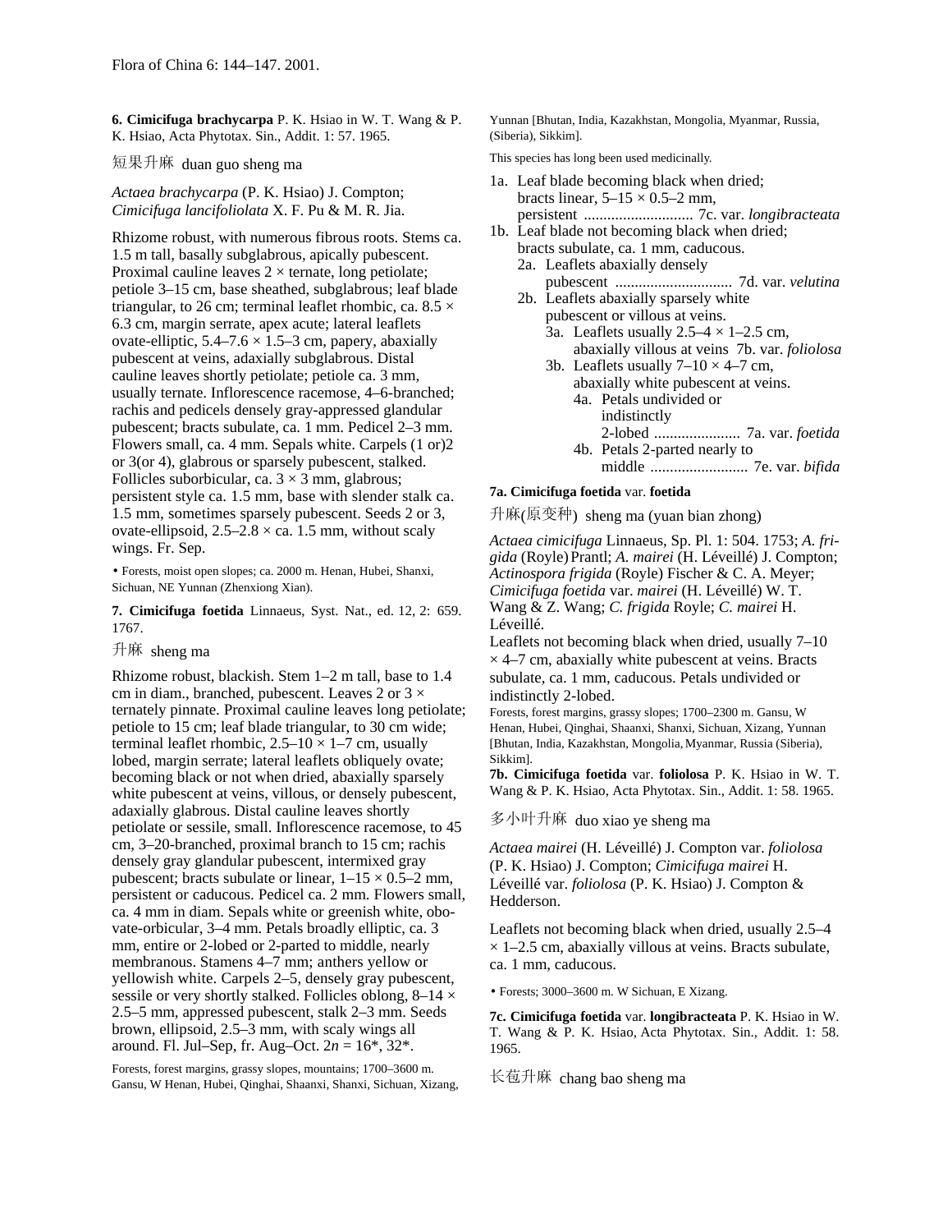**6. Cimicifuga brachycarpa** P. K. Hsiao in W. T. Wang & P. K. Hsiao, Acta Phytotax. Sin., Addit. 1: 57. 1965.

短果升麻 duan guo sheng ma

*Actaea brachycarpa* (P. K. Hsiao) J. Compton; *Cimicifuga lancifoliolata* X. F. Pu & M. R. Jia.

Rhizome robust, with numerous fibrous roots. Stems ca. 1.5 m tall, basally subglabrous, apically pubescent. Proximal cauline leaves 2 × ternate, long petiolate; petiole 3–15 cm, base sheathed, subglabrous; leaf blade triangular, to 26 cm; terminal leaflet rhombic, ca. 8.5 × 6.3 cm, margin serrate, apex acute; lateral leaflets ovate-elliptic, 5.4–7.6 × 1.5–3 cm, papery, abaxially pubescent at veins, adaxially subglabrous. Distal cauline leaves shortly petiolate; petiole ca. 3 mm, usually ternate. Inflorescence racemose, 4–6-branched; rachis and pedicels densely gray-appressed glandular pubescent; bracts subulate, ca. 1 mm. Pedicel 2–3 mm. Flowers small, ca. 4 mm. Sepals white. Carpels (1 or)2 or 3(or 4), glabrous or sparsely pubescent, stalked. Follicles suborbicular, ca. 3 × 3 mm, glabrous; persistent style ca. 1.5 mm, base with slender stalk ca. 1.5 mm, sometimes sparsely pubescent. Seeds 2 or 3, ovate-ellipsoid, 2.5–2.8 × ca. 1.5 mm, without scaly wings. Fr. Sep.

• Forests, moist open slopes; ca. 2000 m. Henan, Hubei, Shanxi, Sichuan, NE Yunnan (Zhenxiong Xian).

**7. Cimicifuga foetida** Linnaeus, Syst. Nat., ed. 12, 2: 659. 1767.

升麻 sheng ma

Rhizome robust, blackish. Stem 1–2 m tall, base to 1.4 cm in diam., branched, pubescent. Leaves 2 or 3 × ternately pinnate. Proximal cauline leaves long petiolate; petiole to 15 cm; leaf blade triangular, to 30 cm wide; terminal leaflet rhombic, 2.5–10 × 1–7 cm, usually lobed, margin serrate; lateral leaflets obliquely ovate; becoming black or not when dried, abaxially sparsely white pubescent at veins, villous, or densely pubescent, adaxially glabrous. Distal cauline leaves shortly petiolate or sessile, small. Inflorescence racemose, to 45 cm, 3–20-branched, proximal branch to 15 cm; rachis densely gray glandular pubescent, intermixed gray pubescent; bracts subulate or linear, 1–15 × 0.5–2 mm, persistent or caducous. Pedicel ca. 2 mm. Flowers small, ca. 4 mm in diam. Sepals white or greenish white, obovate-orbicular, 3–4 mm. Petals broadly elliptic, ca. 3 mm, entire or 2-lobed or 2-parted to middle, nearly membranous. Stamens 4–7 mm; anthers yellow or yellowish white. Carpels 2–5, densely gray pubescent, sessile or very shortly stalked. Follicles oblong, 8–14 × 2.5–5 mm, appressed pubescent, stalk 2–3 mm. Seeds brown, ellipsoid, 2.5–3 mm, with scaly wings all around. Fl. Jul–Sep, fr. Aug–Oct. $2n$ = 16*, 32*.

Forests, forest margins, grassy slopes, mountains; 1700–3600 m. Gansu, W Henan, Hubei, Qinghai, Shaanxi, Shanxi, Sichuan, Xizang, Yunnan [Bhutan, India, Kazakhstan, Mongolia, Myanmar, Russia, (Siberia), Sikkim].

This species has long been used medicinally.

1a. Leaf blade becoming black when dried; bracts linear, 5–15 × 0.5–2 mm, persistent ............................ 7c. var. *longibracteata*
1b. Leaf blade not becoming black when dried; bracts subulate, ca. 1 mm, caducous.
  2a. Leaflets abaxially densely pubescent .............................. 7d. var. *velutina*
  2b. Leaflets abaxially sparsely white pubescent or villous at veins.
    3a. Leaflets usually 2.5–4 × 1–2.5 cm, abaxially villous at veins 7b. var. *foliolosa*
    3b. Leaflets usually 7–10 × 4–7 cm, abaxially white pubescent at veins.
      4a. Petals undivided or indistinctly 2-lobed ...................... 7a. var. *foetida*
      4b. Petals 2-parted nearly to middle ......................... 7e. var. *bifida*

**7a. Cimicifuga foetida** var. **foetida**

升麻(原变种) sheng ma (yuan bian zhong)

*Actaea cimicifuga* Linnaeus, Sp. Pl. 1: 504. 1753; *A. frigida* (Royle) Prantl; *A. mairei* (H. Léveillé) J. Compton; *Actinospora frigida* (Royle) Fischer & C. A. Meyer; *Cimicifuga foetida* var. *mairei* (H. Léveillé) W. T. Wang & Z. Wang; *C. frigida* Royle; *C. mairei* H. Léveillé.

Leaflets not becoming black when dried, usually 7–10 × 4–7 cm, abaxially white pubescent at veins. Bracts subulate, ca. 1 mm, caducous. Petals undivided or indistinctly 2-lobed.

Forests, forest margins, grassy slopes; 1700–2300 m. Gansu, W Henan, Hubei, Qinghai, Shaanxi, Shanxi, Sichuan, Xizang, Yunnan [Bhutan, India, Kazakhstan, Mongolia, Myanmar, Russia (Siberia), Sikkim].

**7b. Cimicifuga foetida** var. **foliolosa** P. K. Hsiao in W. T. Wang & P. K. Hsiao, Acta Phytotax. Sin., Addit. 1: 58. 1965.

多小叶升麻 duo xiao ye sheng ma

*Actaea mairei* (H. Léveillé) J. Compton var. *foliolosa* (P. K. Hsiao) J. Compton; *Cimicifuga mairei* H. Léveillé var. *foliolosa* (P. K. Hsiao) J. Compton & Hedderson.

Leaflets not becoming black when dried, usually 2.5–4 × 1–2.5 cm, abaxially villous at veins. Bracts subulate, ca. 1 mm, caducous.

• Forests; 3000–3600 m. W Sichuan, E Xizang.

**7c. Cimicifuga foetida** var. **longibracteata** P. K. Hsiao in W. T. Wang & P. K. Hsiao, Acta Phytotax. Sin., Addit. 1: 58. 1965.

长苞升麻 chang bao sheng ma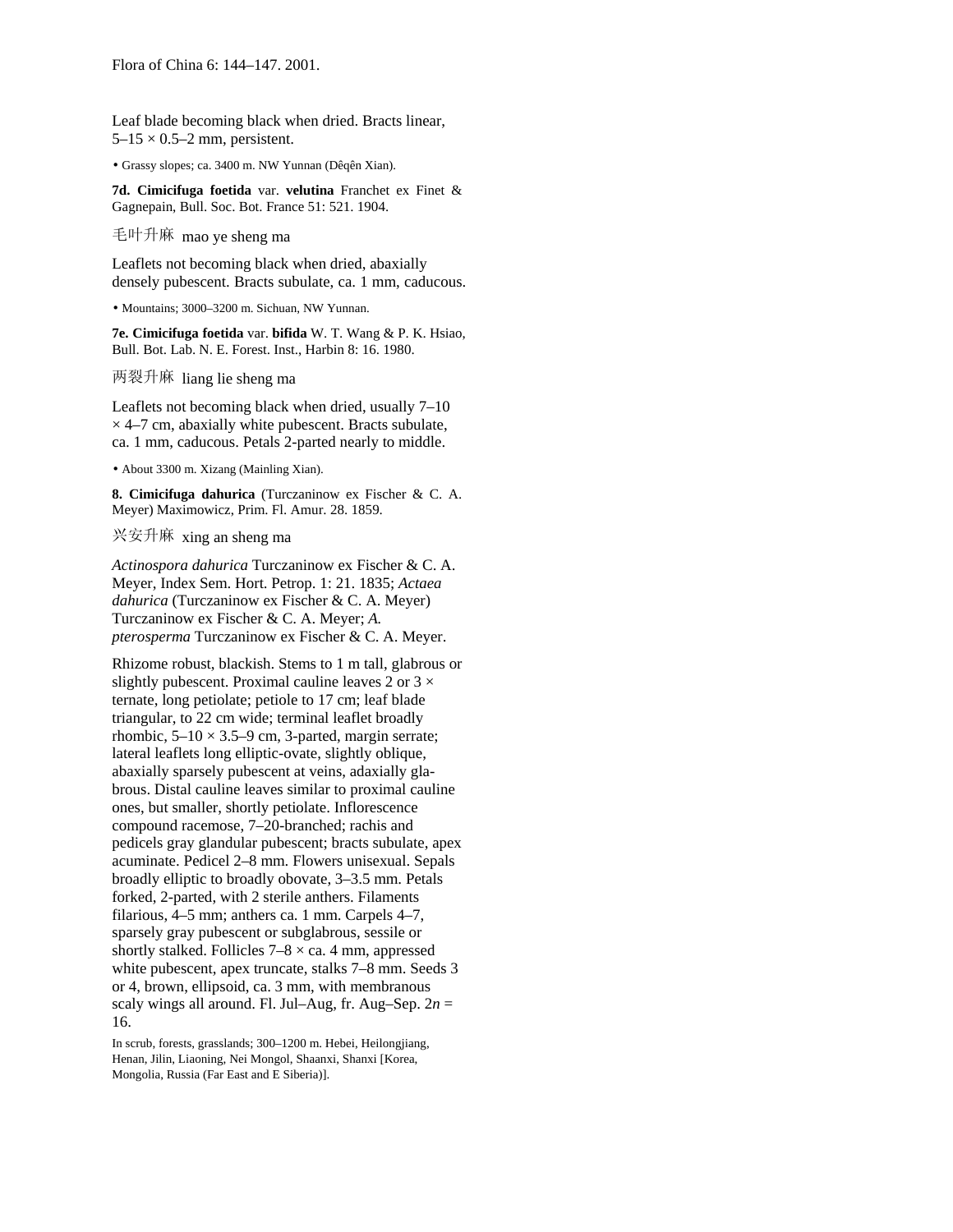Leaf blade becoming black when dried. Bracts linear, 5–15 × 0.5–2 mm, persistent.

• Grassy slopes; ca. 3400 m. NW Yunnan (Dêqên Xian).

**7d. Cimicifuga foetida** var. **velutina** Franchet ex Finet & Gagnepain, Bull. Soc. Bot. France 51: 521. 1904.

毛叶升麻 mao ye sheng ma

Leaflets not becoming black when dried, abaxially densely pubescent. Bracts subulate, ca. 1 mm, caducous.

• Mountains; 3000–3200 m. Sichuan, NW Yunnan.

**7e. Cimicifuga foetida** var. **bifida** W. T. Wang & P. K. Hsiao, Bull. Bot. Lab. N. E. Forest. Inst., Harbin 8: 16. 1980.

两裂升麻 liang lie sheng ma

Leaflets not becoming black when dried, usually 7–10 × 4–7 cm, abaxially white pubescent. Bracts subulate, ca. 1 mm, caducous. Petals 2-parted nearly to middle.

• About 3300 m. Xizang (Mainling Xian).

**8. Cimicifuga dahurica** (Turczaninow ex Fischer & C. A. Meyer) Maximowicz, Prim. Fl. Amur. 28. 1859.

兴安升麻 xing an sheng ma

*Actinospora dahurica* Turczaninow ex Fischer & C. A. Meyer, Index Sem. Hort. Petrop. 1: 21. 1835; *Actaea dahurica* (Turczaninow ex Fischer & C. A. Meyer) Turczaninow ex Fischer & C. A. Meyer; *A. pterosperma* Turczaninow ex Fischer & C. A. Meyer.

Rhizome robust, blackish. Stems to 1 m tall, glabrous or slightly pubescent. Proximal cauline leaves 2 or 3 × ternate, long petiolate; petiole to 17 cm; leaf blade triangular, to 22 cm wide; terminal leaflet broadly rhombic, 5–10 × 3.5–9 cm, 3-parted, margin serrate; lateral leaflets long elliptic-ovate, slightly oblique, abaxially sparsely pubescent at veins, adaxially glabrous. Distal cauline leaves similar to proximal cauline ones, but smaller, shortly petiolate. Inflorescence compound racemose, 7–20-branched; rachis and pedicels gray glandular pubescent; bracts subulate, apex acuminate. Pedicel 2–8 mm. Flowers unisexual. Sepals broadly elliptic to broadly obovate, 3–3.5 mm. Petals forked, 2-parted, with 2 sterile anthers. Filaments filarious, 4–5 mm; anthers ca. 1 mm. Carpels 4–7, sparsely gray pubescent or subglabrous, sessile or shortly stalked. Follicles 7–8 × ca. 4 mm, appressed white pubescent, apex truncate, stalks 7–8 mm. Seeds 3 or 4, brown, ellipsoid, ca. 3 mm, with membranous scaly wings all around. Fl. Jul–Aug, fr. Aug–Sep. $2n = 16$.

In scrub, forests, grasslands; 300–1200 m. Hebei, Heilongjiang, Henan, Jilin, Liaoning, Nei Mongol, Shaanxi, Shanxi [Korea, Mongolia, Russia (Far East and E Siberia)].